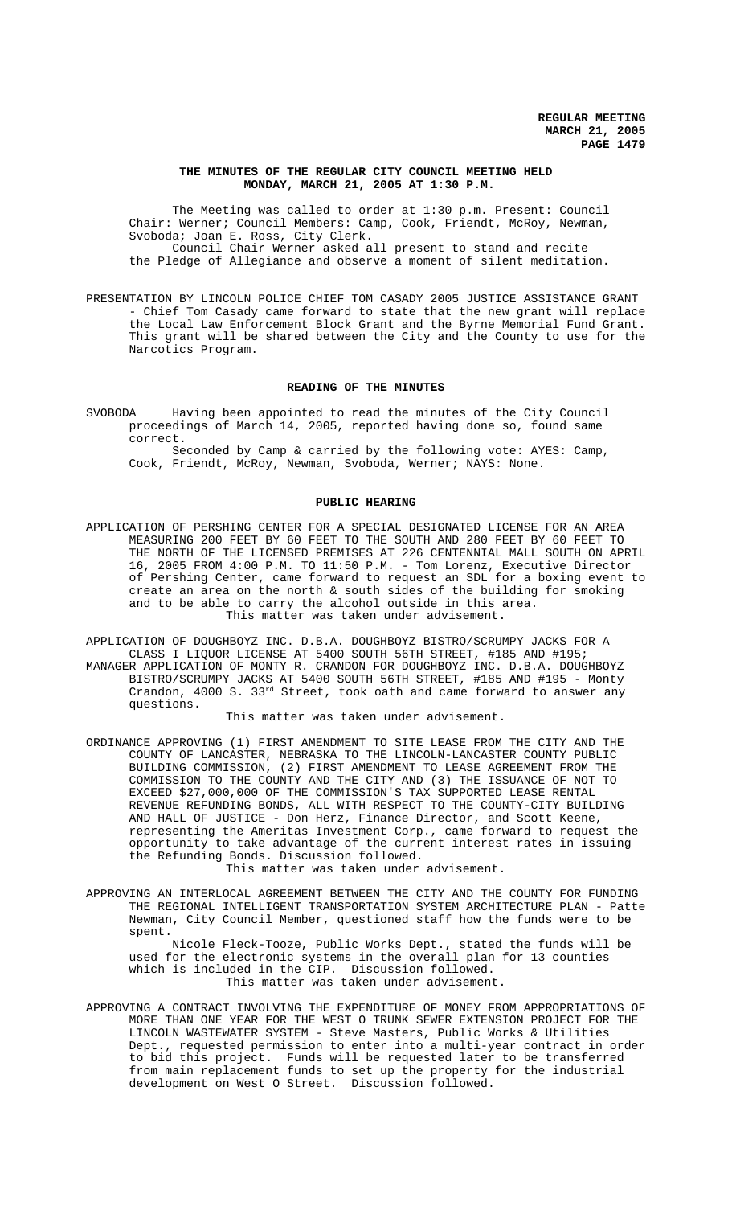# THE MINUTES OF THE REGULAR CITY COUNCIL MEETING HELD MONDAY, MARCH 21, 2005 AT 1:30 P.M.

The Meeting was called to order at 1:30 p.m. Present: Council Chair: Werner; Council Members: Camp, Cook, Friendt, McRoy, Newman, Svoboda; Joan E. Ross, City Clerk.

Council Chair Werner asked all present to stand and recite the Pledge of Allegiance and observe a moment of silent meditation.

PRESENTATION BY LINCOLN POLICE CHIEF TOM CASADY 2005 JUSTICE ASSISTANCE GRANT - Chief Tom Casady came forward to state that the new grant will replace the Local Law Enforcement Block Grant and the Byrne Memorial Fund Grant. This grant will be shared between the City and the County to use for the Narcotics Program.

## READING OF THE MINUTES

SVOBODA Having been appointed to read the minutes of the City Council proceedings of March 14, 2005, reported having done so, found same correct.

Seconded by Camp & carried by the following vote: AYES: Camp, Cook, Friendt, McRoy, Newman, Svoboda, Werner; NAYS: None.

## PUBLIC HEARING

APPLICATION OF PERSHING CENTER FOR A SPECIAL DESIGNATED LICENSE FOR AN AREA MEASURING 200 FEET BY 60 FEET TO THE SOUTH AND 280 FEET BY 60 FEET TO THE NORTH OF THE LICENSED PREMISES AT 226 CENTENNIAL MALL SOUTH ON APRIL 16, 2005 FROM 4:00 P.M. TO 11:50 P.M. - Tom Lorenz, Executive Director of Pershing Center, came forward to request an SDL for a boxing event to create an area on the north & south sides of the building for smoking and to be able to carry the alcohol outside in this area.

This matter was taken under advisement.

APPLICATION OF DOUGHBOYZ INC. D.B.A. DOUGHBOYZ BISTRO/SCRUMPY JACKS FOR A CLASS I LIQUOR LICENSE AT 5400 SOUTH 56TH STREET, #185 AND #195;

MANAGER APPLICATION OF MONTY R. CRANDON FOR DOUGHBOYZ INC. D.B.A. DOUGHBOYZ BISTRO/SCRUMPY JACKS AT 5400 SOUTH 56TH STREET, #185 AND #195 - Monty Crandon, 4000 S. 33rd Street, took oath and came forward to answer any questions.

This matter was taken under advisement.

ORDINANCE APPROVING (1) FIRST AMENDMENT TO SITE LEASE FROM THE CITY AND THE COUNTY OF LANCASTER, NEBRASKA TO THE LINCOLN-LANCASTER COUNTY PUBLIC BUILDING COMMISSION, (2) FIRST AMENDMENT TO LEASE AGREEMENT FROM THE COMMISSION TO THE COUNTY AND THE CITY AND (3) THE ISSUANCE OF NOT TO EXCEED $27,000,000 OF THE COMMISSION'S TAX SUPPORTED LEASE RENTAL REVENUE REFUNDING BONDS, ALL WITH RESPECT TO THE COUNTY-CITY BUILDING AND HALL OF JUSTICE - Don Herz, Finance Director, and Scott Keene, representing the Ameritas Investment Corp., came forward to request the opportunity to take advantage of the current interest rates in issuing the Refunding Bonds. Discussion followed.

This matter was taken under advisement.

APPROVING AN INTERLOCAL AGREEMENT BETWEEN THE CITY AND THE COUNTY FOR FUNDING THE REGIONAL INTELLIGENT TRANSPORTATION SYSTEM ARCHITECTURE PLAN - Patte Newman, City Council Member, questioned staff how the funds were to be spent.

Nicole Fleck-Tooze, Public Works Dept., stated the funds will be used for the electronic systems in the overall plan for 13 counties which is included in the CIP. Discussion followed.

This matter was taken under advisement.

APPROVING A CONTRACT INVOLVING THE EXPENDITURE OF MONEY FROM APPROPRIATIONS OF MORE THAN ONE YEAR FOR THE WEST O TRUNK SEWER EXTENSION PROJECT FOR THE LINCOLN WASTEWATER SYSTEM - Steve Masters, Public Works & Utilities Dept., requested permission to enter into a multi-year contract in order to bid this project. Funds will be requested later to be transferred from main replacement funds to set up the property for the industrial development on West O Street. Discussion followed.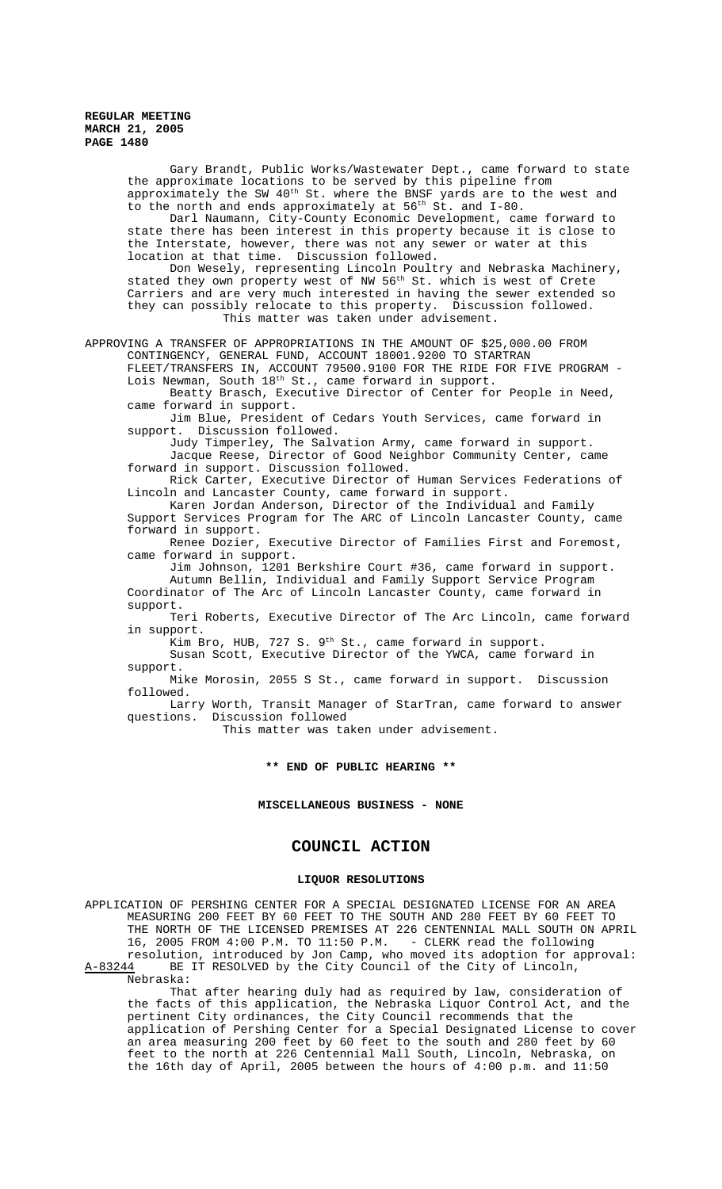Gary Brandt, Public Works/Wastewater Dept., came forward to state the approximate locations to be served by this pipeline from approximately the SW 40th St. where the BNSF yards are to the west and to the north and ends approximately at 56th St. and I-80.

Darl Naumann, City-County Economic Development, came forward to state there has been interest in this property because it is close to the Interstate, however, there was not any sewer or water at this location at that time. Discussion followed.

Don Wesely, representing Lincoln Poultry and Nebraska Machinery, stated they own property west of NW 56th St. which is west of Crete Carriers and are very much interested in having the sewer extended so they can possibly relocate to this property. Discussion followed.

This matter was taken under advisement.

APPROVING A TRANSFER OF APPROPRIATIONS IN THE AMOUNT OF $25,000.00 FROM CONTINGENCY, GENERAL FUND, ACCOUNT 18001.9200 TO STARTRAN FLEET/TRANSFERS IN, ACCOUNT 79500.9100 FOR THE RIDE FOR FIVE PROGRAM - Lois Newman, South 18th St., came forward in support.

Beatty Brasch, Executive Director of Center for People in Need, came forward in support.

Jim Blue, President of Cedars Youth Services, came forward in support. Discussion followed.

Judy Timperley, The Salvation Army, came forward in support.

Jacque Reese, Director of Good Neighbor Community Center, came forward in support. Discussion followed.

Rick Carter, Executive Director of Human Services Federations of Lincoln and Lancaster County, came forward in support.

Karen Jordan Anderson, Director of the Individual and Family Support Services Program for The ARC of Lincoln Lancaster County, came forward in support.

Renee Dozier, Executive Director of Families First and Foremost, came forward in support.

Jim Johnson, 1201 Berkshire Court #36, came forward in support.

Autumn Bellin, Individual and Family Support Service Program Coordinator of The Arc of Lincoln Lancaster County, came forward in support.

Teri Roberts, Executive Director of The Arc Lincoln, came forward in support.

Kim Bro, HUB, 727 S. 9th St., came forward in support.

Susan Scott, Executive Director of the YWCA, came forward in support.

Mike Morosin, 2055 S St., came forward in support. Discussion followed.

Larry Worth, Transit Manager of StarTran, came forward to answer questions. Discussion followed

This matter was taken under advisement.

**\*\* END OF PUBLIC HEARING \*\***

**MISCELLANEOUS BUSINESS - NONE**

## COUNCIL ACTION

### LIQUOR RESOLUTIONS

APPLICATION OF PERSHING CENTER FOR A SPECIAL DESIGNATED LICENSE FOR AN AREA MEASURING 200 FEET BY 60 FEET TO THE SOUTH AND 280 FEET BY 60 FEET TO THE NORTH OF THE LICENSED PREMISES AT 226 CENTENNIAL MALL SOUTH ON APRIL 16, 2005 FROM 4:00 P.M. TO 11:50 P.M. - CLERK read the following resolution, introduced by Jon Camp, who moved its adoption for approval:

A-83244 BE IT RESOLVED by the City Council of the City of Lincoln, Nebraska:

That after hearing duly had as required by law, consideration of the facts of this application, the Nebraska Liquor Control Act, and the pertinent City ordinances, the City Council recommends that the application of Pershing Center for a Special Designated License to cover an area measuring 200 feet by 60 feet to the south and 280 feet by 60 feet to the north at 226 Centennial Mall South, Lincoln, Nebraska, on the 16th day of April, 2005 between the hours of 4:00 p.m. and 11:50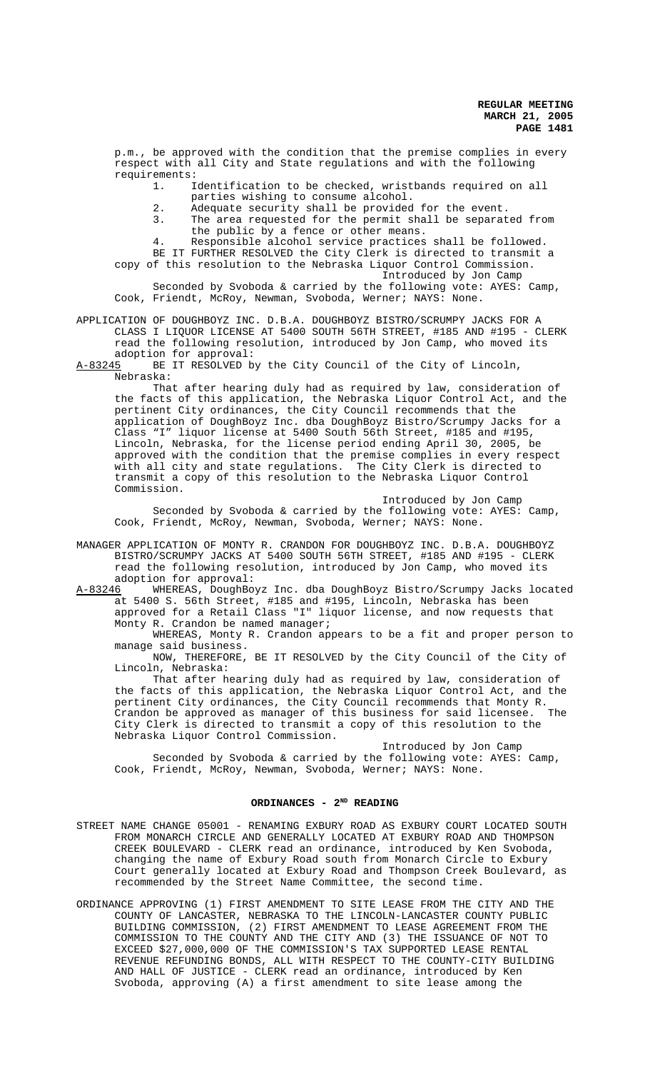p.m., be approved with the condition that the premise complies in every respect with all City and State regulations and with the following requirements:

1. Identification to be checked, wristbands required on all parties wishing to consume alcohol.
2. Adequate security shall be provided for the event.
3. The area requested for the permit shall be separated from the public by a fence or other means.
4. Responsible alcohol service practices shall be followed.

BE IT FURTHER RESOLVED the City Clerk is directed to transmit a copy of this resolution to the Nebraska Liquor Control Commission.

Introduced by Jon Camp

Seconded by Svoboda & carried by the following vote: AYES: Camp, Cook, Friendt, McRoy, Newman, Svoboda, Werner; NAYS: None.

APPLICATION OF DOUGHBOYZ INC. D.B.A. DOUGHBOYZ BISTRO/SCRUMPY JACKS FOR A CLASS I LIQUOR LICENSE AT 5400 SOUTH 56TH STREET, #185 AND #195 - CLERK read the following resolution, introduced by Jon Camp, who moved its adoption for approval:

A-83245 BE IT RESOLVED by the City Council of the City of Lincoln, Nebraska:

That after hearing duly had as required by law, consideration of the facts of this application, the Nebraska Liquor Control Act, and the pertinent City ordinances, the City Council recommends that the application of DoughBoyz Inc. dba DoughBoyz Bistro/Scrumpy Jacks for a Class "I" liquor license at 5400 South 56th Street, #185 and #195, Lincoln, Nebraska, for the license period ending April 30, 2005, be approved with the condition that the premise complies in every respect with all city and state regulations. The City Clerk is directed to transmit a copy of this resolution to the Nebraska Liquor Control Commission.

Introduced by Jon Camp

Seconded by Svoboda & carried by the following vote: AYES: Camp, Cook, Friendt, McRoy, Newman, Svoboda, Werner; NAYS: None.

MANAGER APPLICATION OF MONTY R. CRANDON FOR DOUGHBOYZ INC. D.B.A. DOUGHBOYZ BISTRO/SCRUMPY JACKS AT 5400 SOUTH 56TH STREET, #185 AND #195 - CLERK read the following resolution, introduced by Jon Camp, who moved its adoption for approval:

A-83246 WHEREAS, DoughBoyz Inc. dba DoughBoyz Bistro/Scrumpy Jacks located at 5400 S. 56th Street, #185 and #195, Lincoln, Nebraska has been approved for a Retail Class "I" liquor license, and now requests that Monty R. Crandon be named manager;

WHEREAS, Monty R. Crandon appears to be a fit and proper person to manage said business.

NOW, THEREFORE, BE IT RESOLVED by the City Council of the City of Lincoln, Nebraska:

That after hearing duly had as required by law, consideration of the facts of this application, the Nebraska Liquor Control Act, and the pertinent City ordinances, the City Council recommends that Monty R. Crandon be approved as manager of this business for said licensee. The City Clerk is directed to transmit a copy of this resolution to the Nebraska Liquor Control Commission.

Introduced by Jon Camp

Seconded by Svoboda & carried by the following vote: AYES: Camp, Cook, Friendt, McRoy, Newman, Svoboda, Werner; NAYS: None.

## ORDINANCES - 2ND READING

STREET NAME CHANGE 05001 - RENAMING EXBURY ROAD AS EXBURY COURT LOCATED SOUTH FROM MONARCH CIRCLE AND GENERALLY LOCATED AT EXBURY ROAD AND THOMPSON CREEK BOULEVARD - CLERK read an ordinance, introduced by Ken Svoboda, changing the name of Exbury Road south from Monarch Circle to Exbury Court generally located at Exbury Road and Thompson Creek Boulevard, as recommended by the Street Name Committee, the second time.

ORDINANCE APPROVING (1) FIRST AMENDMENT TO SITE LEASE FROM THE CITY AND THE COUNTY OF LANCASTER, NEBRASKA TO THE LINCOLN-LANCASTER COUNTY PUBLIC BUILDING COMMISSION, (2) FIRST AMENDMENT TO LEASE AGREEMENT FROM THE COMMISSION TO THE COUNTY AND THE CITY AND (3) THE ISSUANCE OF NOT TO EXCEED $27,000,000 OF THE COMMISSION'S TAX SUPPORTED LEASE RENTAL REVENUE REFUNDING BONDS, ALL WITH RESPECT TO THE COUNTY-CITY BUILDING AND HALL OF JUSTICE - CLERK read an ordinance, introduced by Ken Svoboda, approving (A) a first amendment to site lease among the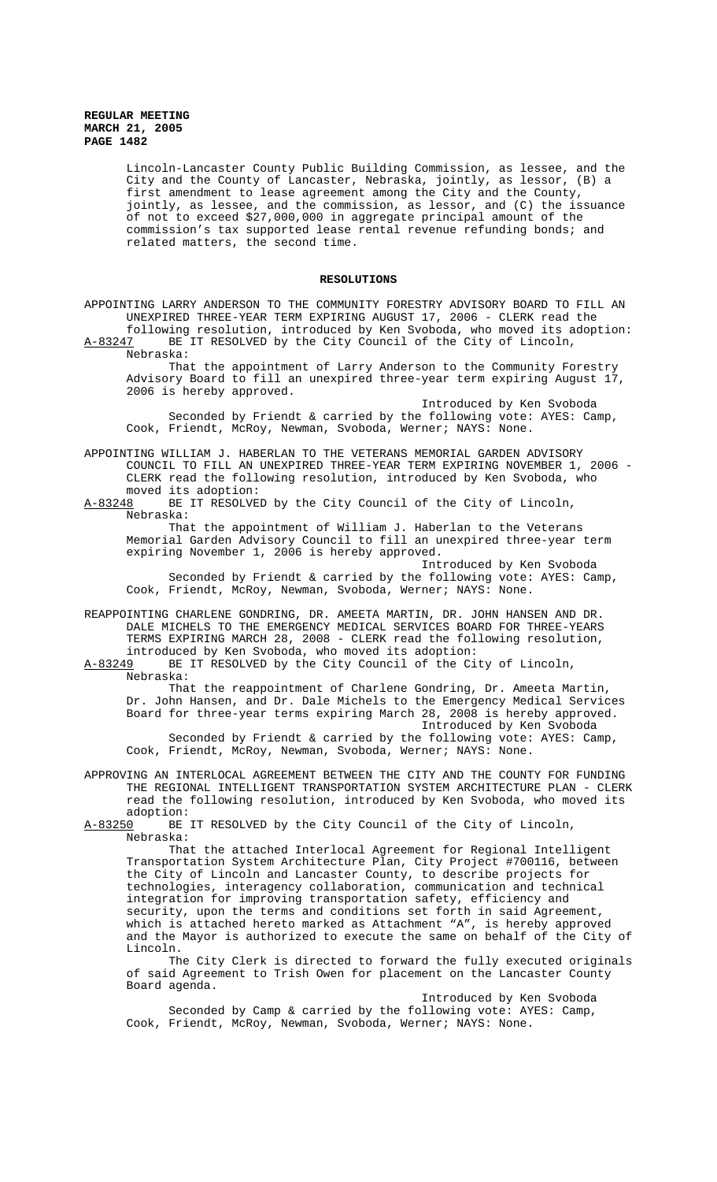Lincoln-Lancaster County Public Building Commission, as lessee, and the City and the County of Lancaster, Nebraska, jointly, as lessor, (B) a first amendment to lease agreement among the City and the County, jointly, as lessee, and the commission, as lessor, and (C) the issuance of not to exceed $27,000,000 in aggregate principal amount of the commission's tax supported lease rental revenue refunding bonds; and related matters, the second time.

## RESOLUTIONS

APPOINTING LARRY ANDERSON TO THE COMMUNITY FORESTRY ADVISORY BOARD TO FILL AN UNEXPIRED THREE-YEAR TERM EXPIRING AUGUST 17, 2006 - CLERK read the following resolution, introduced by Ken Svoboda, who moved its adoption:

A-83247 BE IT RESOLVED by the City Council of the City of Lincoln, Nebraska:

That the appointment of Larry Anderson to the Community Forestry Advisory Board to fill an unexpired three-year term expiring August 17, 2006 is hereby approved.

Introduced by Ken Svoboda

Seconded by Friendt & carried by the following vote: AYES: Camp, Cook, Friendt, McRoy, Newman, Svoboda, Werner; NAYS: None.

APPOINTING WILLIAM J. HABERLAN TO THE VETERANS MEMORIAL GARDEN ADVISORY COUNCIL TO FILL AN UNEXPIRED THREE-YEAR TERM EXPIRING NOVEMBER 1, 2006 - CLERK read the following resolution, introduced by Ken Svoboda, who moved its adoption:

A-83248 BE IT RESOLVED by the City Council of the City of Lincoln, Nebraska:

That the appointment of William J. Haberlan to the Veterans Memorial Garden Advisory Council to fill an unexpired three-year term expiring November 1, 2006 is hereby approved.

Introduced by Ken Svoboda

Seconded by Friendt & carried by the following vote: AYES: Camp, Cook, Friendt, McRoy, Newman, Svoboda, Werner; NAYS: None.

REAPPOINTING CHARLENE GONDRING, DR. AMEETA MARTIN, DR. JOHN HANSEN AND DR. DALE MICHELS TO THE EMERGENCY MEDICAL SERVICES BOARD FOR THREE-YEARS TERMS EXPIRING MARCH 28, 2008 - CLERK read the following resolution, introduced by Ken Svoboda, who moved its adoption:

A-83249 BE IT RESOLVED by the City Council of the City of Lincoln, Nebraska:

That the reappointment of Charlene Gondring, Dr. Ameeta Martin, Dr. John Hansen, and Dr. Dale Michels to the Emergency Medical Services Board for three-year terms expiring March 28, 2008 is hereby approved.

Introduced by Ken Svoboda

Seconded by Friendt & carried by the following vote: AYES: Camp, Cook, Friendt, McRoy, Newman, Svoboda, Werner; NAYS: None.

APPROVING AN INTERLOCAL AGREEMENT BETWEEN THE CITY AND THE COUNTY FOR FUNDING THE REGIONAL INTELLIGENT TRANSPORTATION SYSTEM ARCHITECTURE PLAN - CLERK read the following resolution, introduced by Ken Svoboda, who moved its adoption:

A-83250 BE IT RESOLVED by the City Council of the City of Lincoln, Nebraska:

That the attached Interlocal Agreement for Regional Intelligent Transportation System Architecture Plan, City Project #700116, between the City of Lincoln and Lancaster County, to describe projects for technologies, interagency collaboration, communication and technical integration for improving transportation safety, efficiency and security, upon the terms and conditions set forth in said Agreement, which is attached hereto marked as Attachment "A", is hereby approved and the Mayor is authorized to execute the same on behalf of the City of Lincoln.

The City Clerk is directed to forward the fully executed originals of said Agreement to Trish Owen for placement on the Lancaster County Board agenda.

Introduced by Ken Svoboda

Seconded by Camp & carried by the following vote: AYES: Camp, Cook, Friendt, McRoy, Newman, Svoboda, Werner; NAYS: None.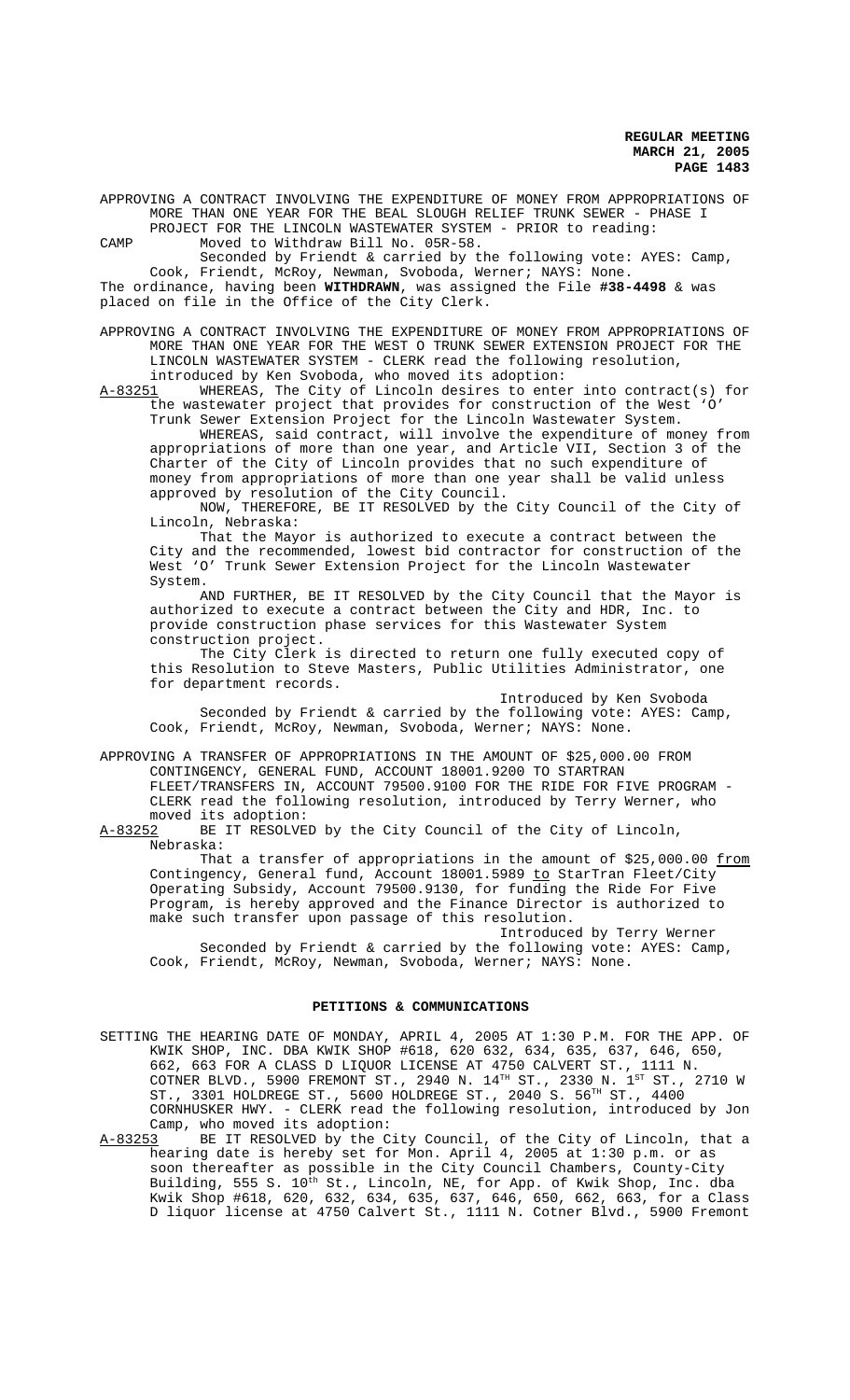APPROVING A CONTRACT INVOLVING THE EXPENDITURE OF MONEY FROM APPROPRIATIONS OF MORE THAN ONE YEAR FOR THE BEAL SLOUGH RELIEF TRUNK SEWER - PHASE I PROJECT FOR THE LINCOLN WASTEWATER SYSTEM - PRIOR to reading:

CAMP Moved to Withdraw Bill No. 05R-58.

Seconded by Friendt & carried by the following vote: AYES: Camp, Cook, Friendt, McRoy, Newman, Svoboda, Werner; NAYS: None.

The ordinance, having been **WITHDRAWN**, was assigned the File **#38-4498** & was placed on file in the Office of the City Clerk.

APPROVING A CONTRACT INVOLVING THE EXPENDITURE OF MONEY FROM APPROPRIATIONS OF MORE THAN ONE YEAR FOR THE WEST O TRUNK SEWER EXTENSION PROJECT FOR THE LINCOLN WASTEWATER SYSTEM - CLERK read the following resolution, introduced by Ken Svoboda, who moved its adoption:

A-83251 WHEREAS, The City of Lincoln desires to enter into contract(s) for the wastewater project that provides for construction of the West 'O' Trunk Sewer Extension Project for the Lincoln Wastewater System.

WHEREAS, said contract, will involve the expenditure of money from appropriations of more than one year, and Article VII, Section 3 of the Charter of the City of Lincoln provides that no such expenditure of money from appropriations of more than one year shall be valid unless approved by resolution of the City Council.

NOW, THEREFORE, BE IT RESOLVED by the City Council of the City of Lincoln, Nebraska:

That the Mayor is authorized to execute a contract between the City and the recommended, lowest bid contractor for construction of the West 'O' Trunk Sewer Extension Project for the Lincoln Wastewater System.

AND FURTHER, BE IT RESOLVED by the City Council that the Mayor is authorized to execute a contract between the City and HDR, Inc. to provide construction phase services for this Wastewater System construction project.

The City Clerk is directed to return one fully executed copy of this Resolution to Steve Masters, Public Utilities Administrator, one for department records.

Introduced by Ken Svoboda

Seconded by Friendt & carried by the following vote: AYES: Camp, Cook, Friendt, McRoy, Newman, Svoboda, Werner; NAYS: None.

APPROVING A TRANSFER OF APPROPRIATIONS IN THE AMOUNT OF $25,000.00 FROM CONTINGENCY, GENERAL FUND, ACCOUNT 18001.9200 TO STARTRAN FLEET/TRANSFERS IN, ACCOUNT 79500.9100 FOR THE RIDE FOR FIVE PROGRAM - CLERK read the following resolution, introduced by Terry Werner, who moved its adoption:

A-83252 BE IT RESOLVED by the City Council of the City of Lincoln, Nebraska:

That a transfer of appropriations in the amount of $25,000.00 from Contingency, General fund, Account 18001.5989 to StarTran Fleet/City Operating Subsidy, Account 79500.9130, for funding the Ride For Five Program, is hereby approved and the Finance Director is authorized to make such transfer upon passage of this resolution.

Introduced by Terry Werner

Seconded by Friendt & carried by the following vote: AYES: Camp, Cook, Friendt, McRoy, Newman, Svoboda, Werner; NAYS: None.

## PETITIONS & COMMUNICATIONS

SETTING THE HEARING DATE OF MONDAY, APRIL 4, 2005 AT 1:30 P.M. FOR THE APP. OF KWIK SHOP, INC. DBA KWIK SHOP #618, 620 632, 634, 635, 637, 646, 650, 662, 663 FOR A CLASS D LIQUOR LICENSE AT 4750 CALVERT ST., 1111 N. COTNER BLVD., 5900 FREMONT ST., 2940 N. 14TH ST., 2330 N. 1ST ST., 2710 W ST., 3301 HOLDREGE ST., 5600 HOLDREGE ST., 2040 S. 56TH ST., 4400 CORNHUSKER HWY. - CLERK read the following resolution, introduced by Jon Camp, who moved its adoption:

A-83253 BE IT RESOLVED by the City Council, of the City of Lincoln, that a hearing date is hereby set for Mon. April 4, 2005 at 1:30 p.m. or as soon thereafter as possible in the City Council Chambers, County-City Building, 555 S. 10th St., Lincoln, NE, for App. of Kwik Shop, Inc. dba Kwik Shop #618, 620, 632, 634, 635, 637, 646, 650, 662, 663, for a Class D liquor license at 4750 Calvert St., 1111 N. Cotner Blvd., 5900 Fremont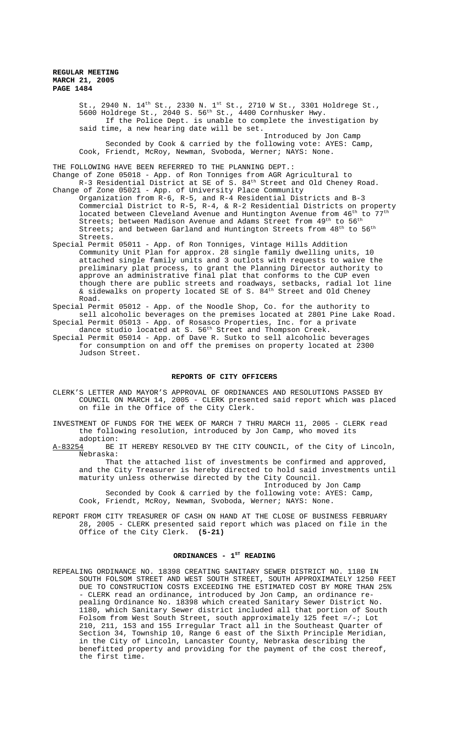St., 2940 N. 14th St., 2330 N. 1st St., 2710 W St., 3301 Holdrege St., 5600 Holdrege St., 2040 S. 56th St., 4400 Cornhusker Hwy.

If the Police Dept. is unable to complete the investigation by said time, a new hearing date will be set.

Introduced by Jon Camp

Seconded by Cook & carried by the following vote: AYES: Camp, Cook, Friendt, McRoy, Newman, Svoboda, Werner; NAYS: None.

THE FOLLOWING HAVE BEEN REFERRED TO THE PLANNING DEPT.:

Change of Zone 05018 - App. of Ron Tonniges from AGR Agricultural to R-3 Residential District at SE of S. 84th Street and Old Cheney Road.

Change of Zone 05021 - App. of University Place Community Organization from R-6, R-5, and R-4 Residential Districts and B-3 Commercial District to R-5, R-4, & R-2 Residential Districts on property located between Cleveland Avenue and Huntington Avenue from 46th to 77th Streets; between Madison Avenue and Adams Street from 49th to 56th Streets; and between Garland and Huntington Streets from 48th to 56th Streets.

Special Permit 05011 - App. of Ron Tonniges, Vintage Hills Addition Community Unit Plan for approx. 28 single family dwelling units, 10 attached single family units and 3 outlots with requests to waive the preliminary plat process, to grant the Planning Director authority to approve an administrative final plat that conforms to the CUP even though there are public streets and roadways, setbacks, radial lot line & sidewalks on property located SE of S. 84th Street and Old Cheney Road.

Special Permit 05012 - App. of the Noodle Shop, Co. for the authority to sell alcoholic beverages on the premises located at 2801 Pine Lake Road.

Special Permit 05013 - App. of Rosasco Properties, Inc. for a private dance studio located at S. 56th Street and Thompson Creek.

Special Permit 05014 - App. of Dave R. Sutko to sell alcoholic beverages for consumption on and off the premises on property located at 2300 Judson Street.

## REPORTS OF CITY OFFICERS

CLERK'S LETTER AND MAYOR'S APPROVAL OF ORDINANCES AND RESOLUTIONS PASSED BY COUNCIL ON MARCH 14, 2005 - CLERK presented said report which was placed on file in the Office of the City Clerk.

INVESTMENT OF FUNDS FOR THE WEEK OF MARCH 7 THRU MARCH 11, 2005 - CLERK read the following resolution, introduced by Jon Camp, who moved its adoption:

A-83254 BE IT HEREBY RESOLVED BY THE CITY COUNCIL, of the City of Lincoln, Nebraska:

That the attached list of investments be confirmed and approved, and the City Treasurer is hereby directed to hold said investments until maturity unless otherwise directed by the City Council.

Introduced by Jon Camp

Seconded by Cook & carried by the following vote: AYES: Camp, Cook, Friendt, McRoy, Newman, Svoboda, Werner; NAYS: None.

REPORT FROM CITY TREASURER OF CASH ON HAND AT THE CLOSE OF BUSINESS FEBRUARY 28, 2005 - CLERK presented said report which was placed on file in the Office of the City Clerk. **(5-21)**

## ORDINANCES - 1ST READING

REPEALING ORDINANCE NO. 18398 CREATING SANITARY SEWER DISTRICT NO. 1180 IN SOUTH FOLSOM STREET AND WEST SOUTH STREET, SOUTH APPROXIMATELY 1250 FEET DUE TO CONSTRUCTION COSTS EXCEEDING THE ESTIMATED COST BY MORE THAN 25% - CLERK read an ordinance, introduced by Jon Camp, an ordinance repealing Ordinance No. 18398 which created Sanitary Sewer District No. 1180, which Sanitary Sewer district included all that portion of South Folsom from West South Street, south approximately 125 feet =/-; Lot 210, 211, 153 and 155 Irregular Tract all in the Southeast Quarter of Section 34, Township 10, Range 6 east of the Sixth Principle Meridian, in the City of Lincoln, Lancaster County, Nebraska describing the benefitted property and providing for the payment of the cost thereof, the first time.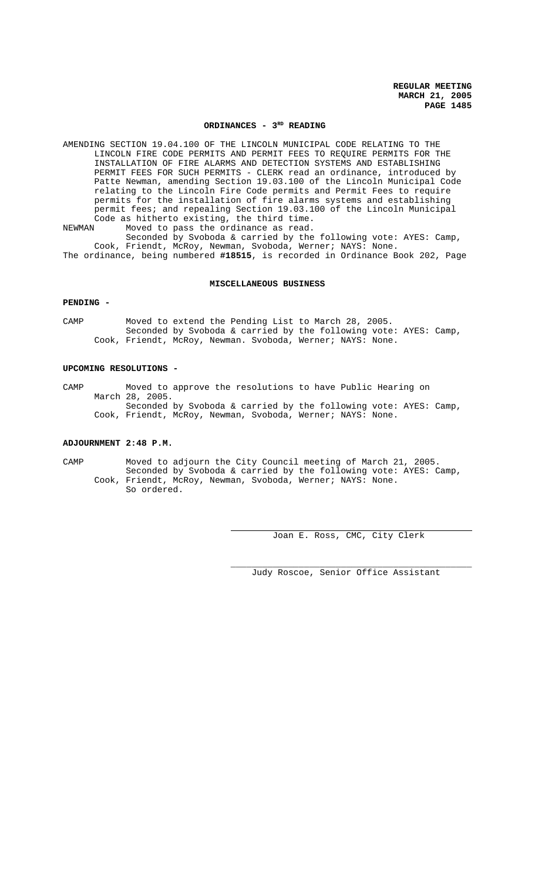## ORDINANCES - 3RD READING

AMENDING SECTION 19.04.100 OF THE LINCOLN MUNICIPAL CODE RELATING TO THE LINCOLN FIRE CODE PERMITS AND PERMIT FEES TO REQUIRE PERMITS FOR THE INSTALLATION OF FIRE ALARMS AND DETECTION SYSTEMS AND ESTABLISHING PERMIT FEES FOR SUCH PERMITS - CLERK read an ordinance, introduced by Patte Newman, amending Section 19.03.100 of the Lincoln Municipal Code relating to the Lincoln Fire Code permits and Permit Fees to require permits for the installation of fire alarms systems and establishing permit fees; and repealing Section 19.03.100 of the Lincoln Municipal Code as hitherto existing, the third time.

NEWMAN Moved to pass the ordinance as read.

Seconded by Svoboda & carried by the following vote: AYES: Camp, Cook, Friendt, McRoy, Newman, Svoboda, Werner; NAYS: None.

The ordinance, being numbered **#18515**, is recorded in Ordinance Book 202, Page

## MISCELLANEOUS BUSINESS

**PENDING -**

CAMP Moved to extend the Pending List to March 28, 2005.

Seconded by Svoboda & carried by the following vote: AYES: Camp, Cook, Friendt, McRoy, Newman. Svoboda, Werner; NAYS: None.

**UPCOMING RESOLUTIONS -**

CAMP Moved to approve the resolutions to have Public Hearing on March 28, 2005.

Seconded by Svoboda & carried by the following vote: AYES: Camp, Cook, Friendt, McRoy, Newman, Svoboda, Werner; NAYS: None.

**ADJOURNMENT 2:48 P.M.**

CAMP Moved to adjourn the City Council meeting of March 21, 2005.

Seconded by Svoboda & carried by the following vote: AYES: Camp, Cook, Friendt, McRoy, Newman, Svoboda, Werner; NAYS: None.

So ordered.

Joan E. Ross, CMC, City Clerk

Judy Roscoe, Senior Office Assistant